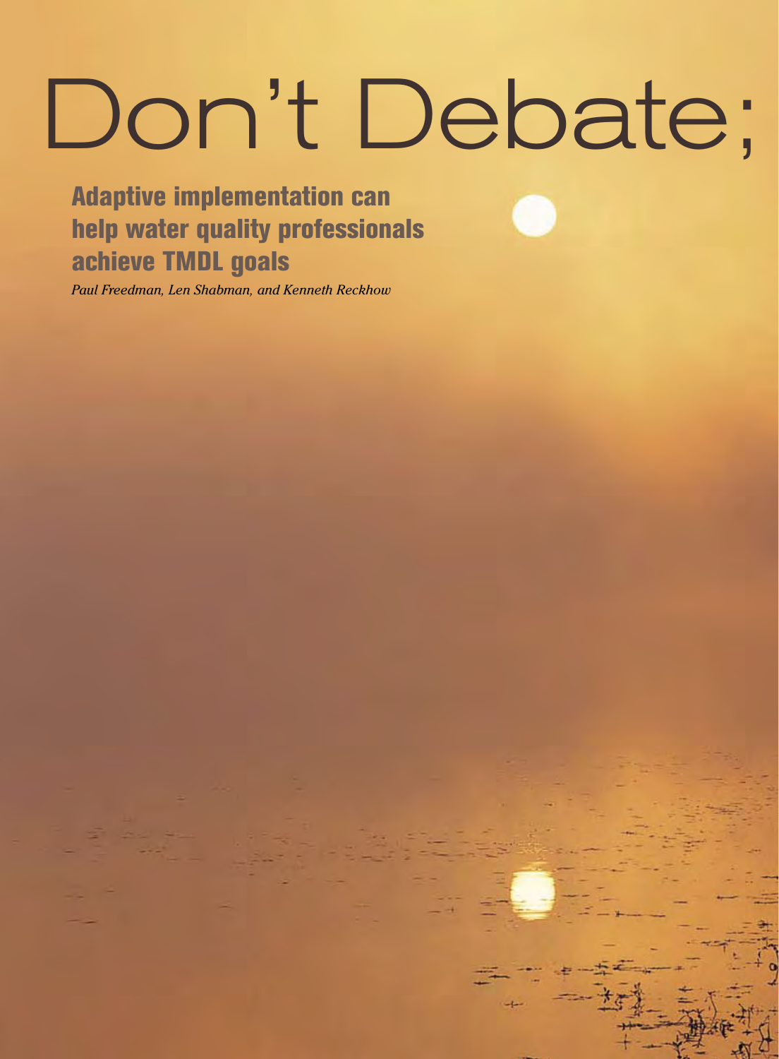# Don't Debate;

## Adaptive implementation can help water quality professionals achieve TMDL goals

*Paul Freedman, Len Shabman, and Kenneth Reckhow*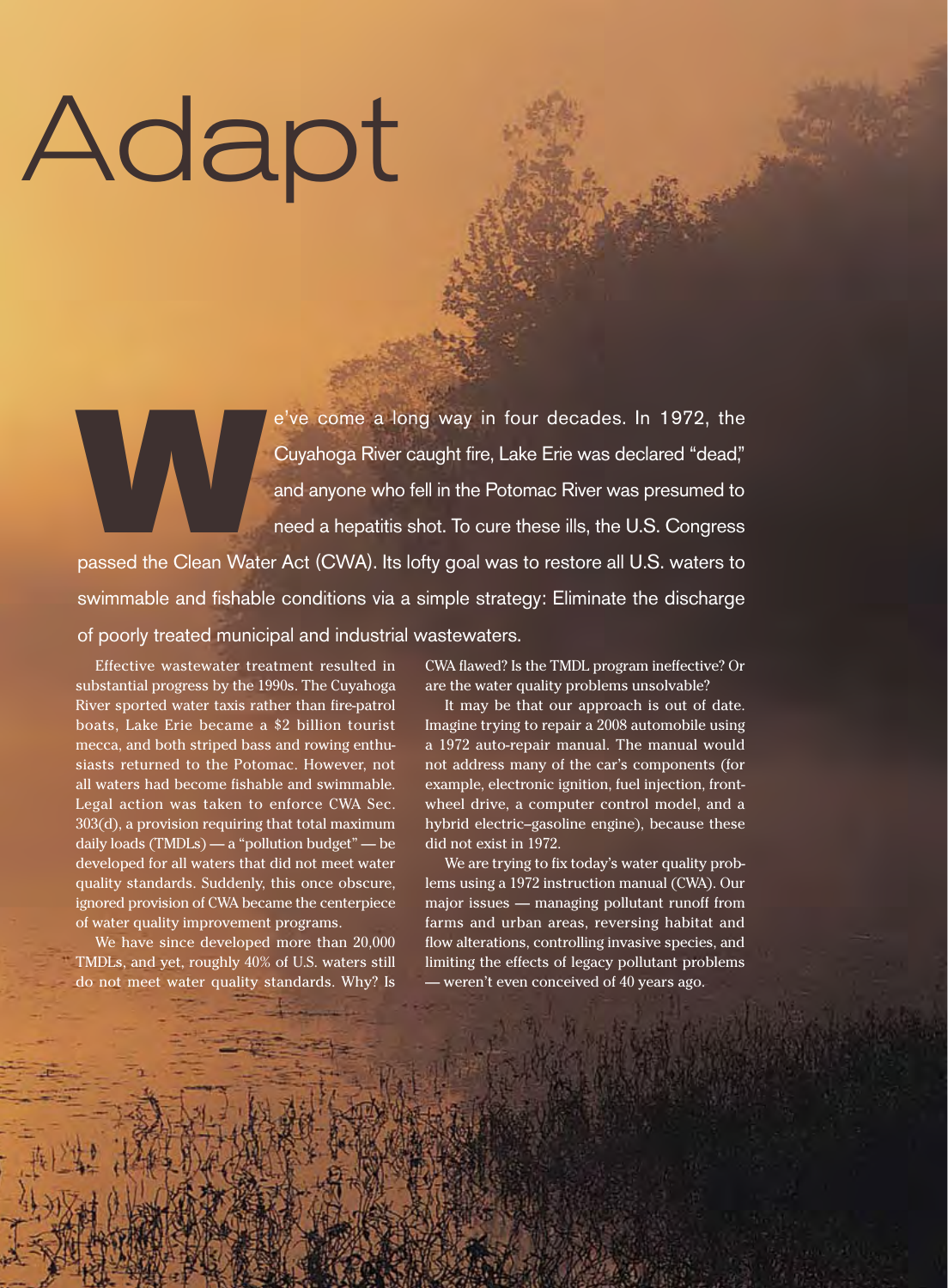# Adapt

**W**e've come a long way in four decades. In 1972, the Cuyahoga River caught fire, Lake Erie was declared "dead," and anyone who fell in the Potomac River was presumed to need a hepatitis shot. To cure these ills, the U.S. Congress passed the Clean Water Act (CWA). Its lofty goal was to restore all U.S. waters to swimmable and fishable conditions via a simple strategy: Eliminate the discharge of poorly treated municipal and industrial wastewaters.

Effective wastewater treatment resulted in substantial progress by the 1990s. The Cuyahoga River sported water taxis rather than fire-patrol boats, Lake Erie became a $2 billion tourist mecca, and both striped bass and rowing enthusiasts returned to the Potomac. However, not all waters had become fishable and swimmable. Legal action was taken to enforce CWA Sec. 303(d), a provision requiring that total maximum daily loads (TMDLs) — a "pollution budget" — be developed for all waters that did not meet water quality standards. Suddenly, this once obscure, ignored provision of CWA became the centerpiece of water quality improvement programs.

We have since developed more than 20,000 TMDLs, and yet, roughly 40% of U.S. waters still do not meet water quality standards. Why? Is CWA flawed? Is the TMDL program ineffective? Or are the water quality problems unsolvable?

It may be that our approach is out of date. Imagine trying to repair a 2008 automobile using a 1972 auto-repair manual. The manual would not address many of the car's components (for example, electronic ignition, fuel injection, front-wheel drive, a computer control model, and a hybrid electric–gasoline engine), because these did not exist in 1972.

We are trying to fix today's water quality problems using a 1972 instruction manual (CWA). Our major issues — managing pollutant runoff from farms and urban areas, reversing habitat and flow alterations, controlling invasive species, and limiting the effects of legacy pollutant problems — weren't even conceived of 40 years ago.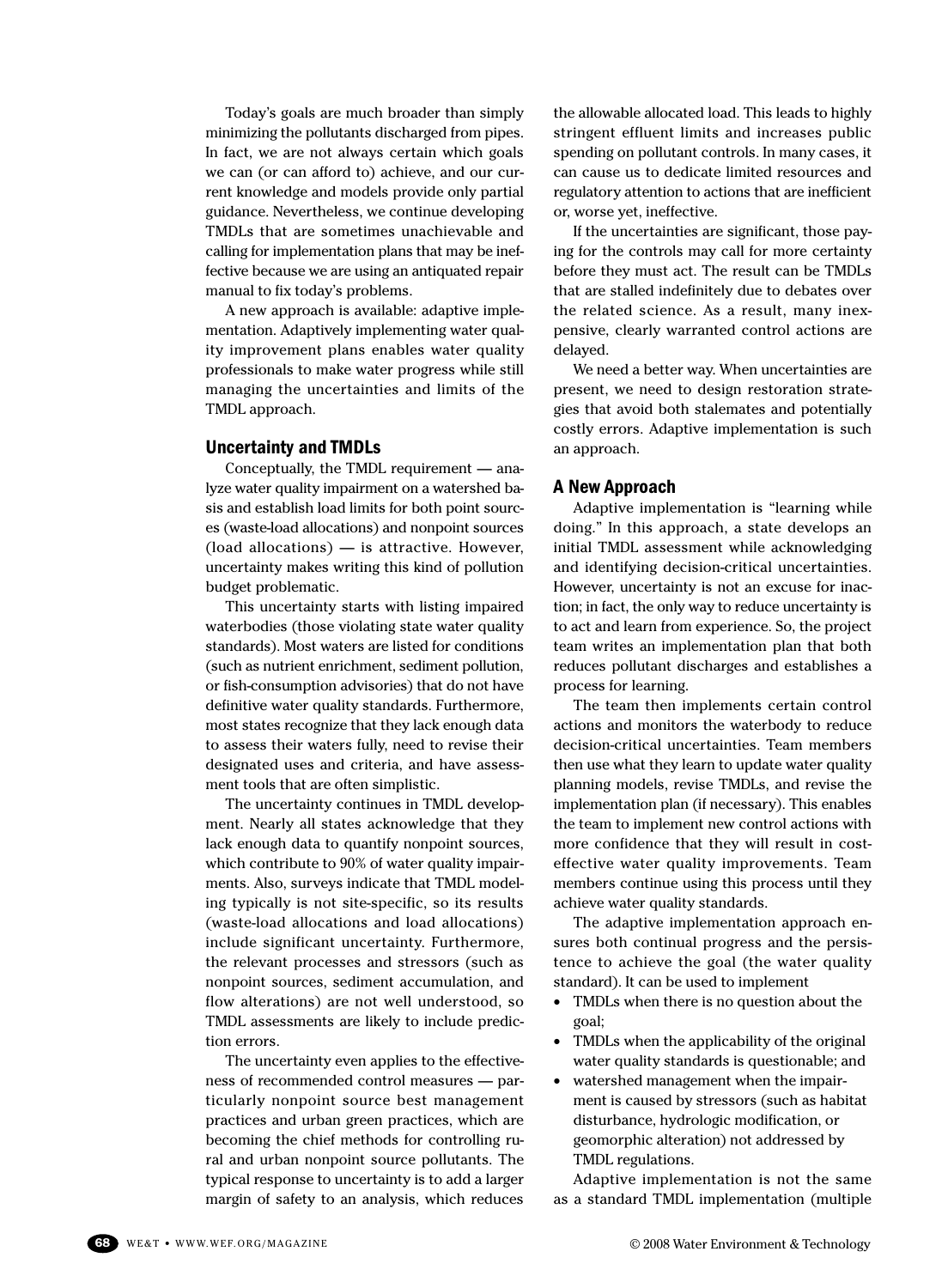Today's goals are much broader than simply minimizing the pollutants discharged from pipes. In fact, we are not always certain which goals we can (or can afford to) achieve, and our current knowledge and models provide only partial guidance. Nevertheless, we continue developing TMDLs that are sometimes unachievable and calling for implementation plans that may be ineffective because we are using an antiquated repair manual to fix today's problems.

A new approach is available: adaptive implementation. Adaptively implementing water quality improvement plans enables water quality professionals to make water progress while still managing the uncertainties and limits of the TMDL approach.

## Uncertainty and TMDLs

Conceptually, the TMDL requirement — analyze water quality impairment on a watershed basis and establish load limits for both point sources (waste-load allocations) and nonpoint sources (load allocations) — is attractive. However, uncertainty makes writing this kind of pollution budget problematic.

This uncertainty starts with listing impaired waterbodies (those violating state water quality standards). Most waters are listed for conditions (such as nutrient enrichment, sediment pollution, or fish-consumption advisories) that do not have definitive water quality standards. Furthermore, most states recognize that they lack enough data to assess their waters fully, need to revise their designated uses and criteria, and have assessment tools that are often simplistic.

The uncertainty continues in TMDL development. Nearly all states acknowledge that they lack enough data to quantify nonpoint sources, which contribute to 90% of water quality impairments. Also, surveys indicate that TMDL modeling typically is not site-specific, so its results (waste-load allocations and load allocations) include significant uncertainty. Furthermore, the relevant processes and stressors (such as nonpoint sources, sediment accumulation, and flow alterations) are not well understood, so TMDL assessments are likely to include prediction errors.

The uncertainty even applies to the effectiveness of recommended control measures — particularly nonpoint source best management practices and urban green practices, which are becoming the chief methods for controlling rural and urban nonpoint source pollutants. The typical response to uncertainty is to add a larger margin of safety to an analysis, which reduces the allowable allocated load. This leads to highly stringent effluent limits and increases public spending on pollutant controls. In many cases, it can cause us to dedicate limited resources and regulatory attention to actions that are inefficient or, worse yet, ineffective.

If the uncertainties are significant, those paying for the controls may call for more certainty before they must act. The result can be TMDLs that are stalled indefinitely due to debates over the related science. As a result, many inexpensive, clearly warranted control actions are delayed.

We need a better way. When uncertainties are present, we need to design restoration strategies that avoid both stalemates and potentially costly errors. Adaptive implementation is such an approach.

## A New Approach

Adaptive implementation is "learning while doing." In this approach, a state develops an initial TMDL assessment while acknowledging and identifying decision-critical uncertainties. However, uncertainty is not an excuse for inaction; in fact, the only way to reduce uncertainty is to act and learn from experience. So, the project team writes an implementation plan that both reduces pollutant discharges and establishes a process for learning.

The team then implements certain control actions and monitors the waterbody to reduce decision-critical uncertainties. Team members then use what they learn to update water quality planning models, revise TMDLs, and revise the implementation plan (if necessary). This enables the team to implement new control actions with more confidence that they will result in cost-effective water quality improvements. Team members continue using this process until they achieve water quality standards.

The adaptive implementation approach ensures both continual progress and the persistence to achieve the goal (the water quality standard). It can be used to implement

- TMDLs when there is no question about the goal;
- TMDLs when the applicability of the original water quality standards is questionable; and
- watershed management when the impairment is caused by stressors (such as habitat disturbance, hydrologic modification, or geomorphic alteration) not addressed by TMDL regulations.

Adaptive implementation is not the same as a standard TMDL implementation (multiple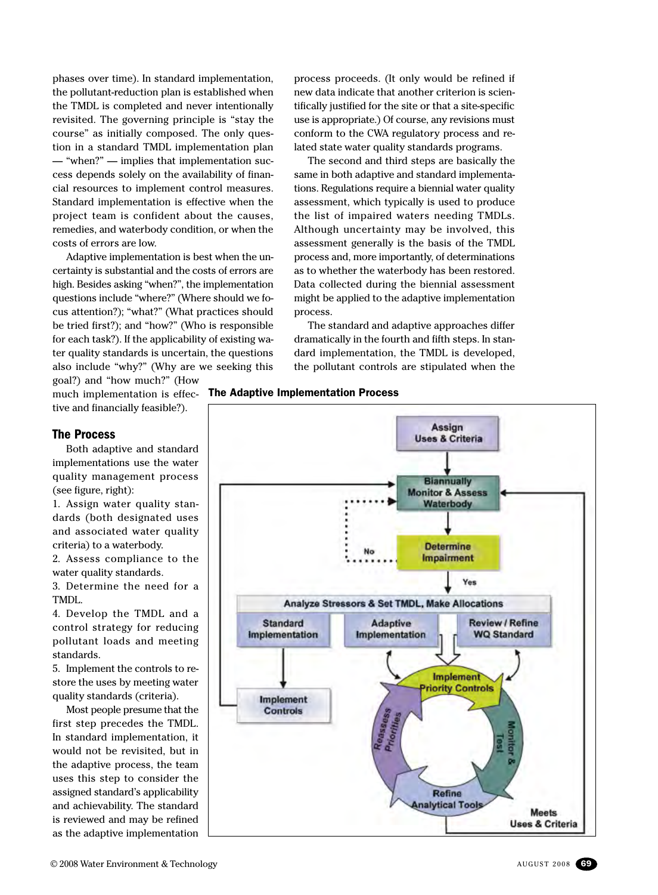phases over time). In standard implementation, the pollutant-reduction plan is established when the TMDL is completed and never intentionally revisited. The governing principle is "stay the course" as initially composed. The only question in a standard TMDL implementation plan — "when?" — implies that implementation success depends solely on the availability of financial resources to implement control measures. Standard implementation is effective when the project team is confident about the causes, remedies, and waterbody condition, or when the costs of errors are low.

Adaptive implementation is best when the uncertainty is substantial and the costs of errors are high. Besides asking "when?", the implementation questions include "where?" (Where should we focus attention?); "what?" (What practices should be tried first?); and "how?" (Who is responsible for each task?). If the applicability of existing water quality standards is uncertain, the questions also include "why?" (Why are we seeking this goal?) and "how much?" (How much implementation is effective and financially feasible?).

## The Process

Both adaptive and standard implementations use the water quality management process (see figure, right):

1. Assign water quality standards (both designated uses and associated water quality criteria) to a waterbody.
2. Assess compliance to the water quality standards.
3. Determine the need for a TMDL.
4. Develop the TMDL and a control strategy for reducing pollutant loads and meeting standards.
5. Implement the controls to restore the uses by meeting water quality standards (criteria).

Most people presume that the first step precedes the TMDL. In standard implementation, it would not be revisited, but in the adaptive process, the team uses this step to consider the assigned standard's applicability and achievability. The standard is reviewed and may be refined as the adaptive implementation process proceeds. (It only would be refined if new data indicate that another criterion is scientifically justified for the site or that a site-specific use is appropriate.) Of course, any revisions must conform to the CWA regulatory process and related state water quality standards programs.

The second and third steps are basically the same in both adaptive and standard implementations. Regulations require a biennial water quality assessment, which typically is used to produce the list of impaired waters needing TMDLs. Although uncertainty may be involved, this assessment generally is the basis of the TMDL process and, more importantly, of determinations as to whether the waterbody has been restored. Data collected during the biennial assessment might be applied to the adaptive implementation process.

The standard and adaptive approaches differ dramatically in the fourth and fifth steps. In standard implementation, the TMDL is developed, the pollutant controls are stipulated when the

**The Adaptive Implementation Process**

Assign Uses & Criteria → Biannually Monitor & Assess Waterbody → Determine Impairment (No → back to Monitor & Assess; Yes ↓)

Analyze Stressors & Set TMDL, Make Allocations: Standard Implementation | Adaptive Implementation | Review / Refine WQ Standard

Standard Implementation → Implement Controls → back to Monitor & Assess

Adaptive cycle: Implement Priority Controls → Monitor & Test → Refine Analytical Tools → Reassess Priorities → Meets Uses & Criteria → back to Monitor & Assess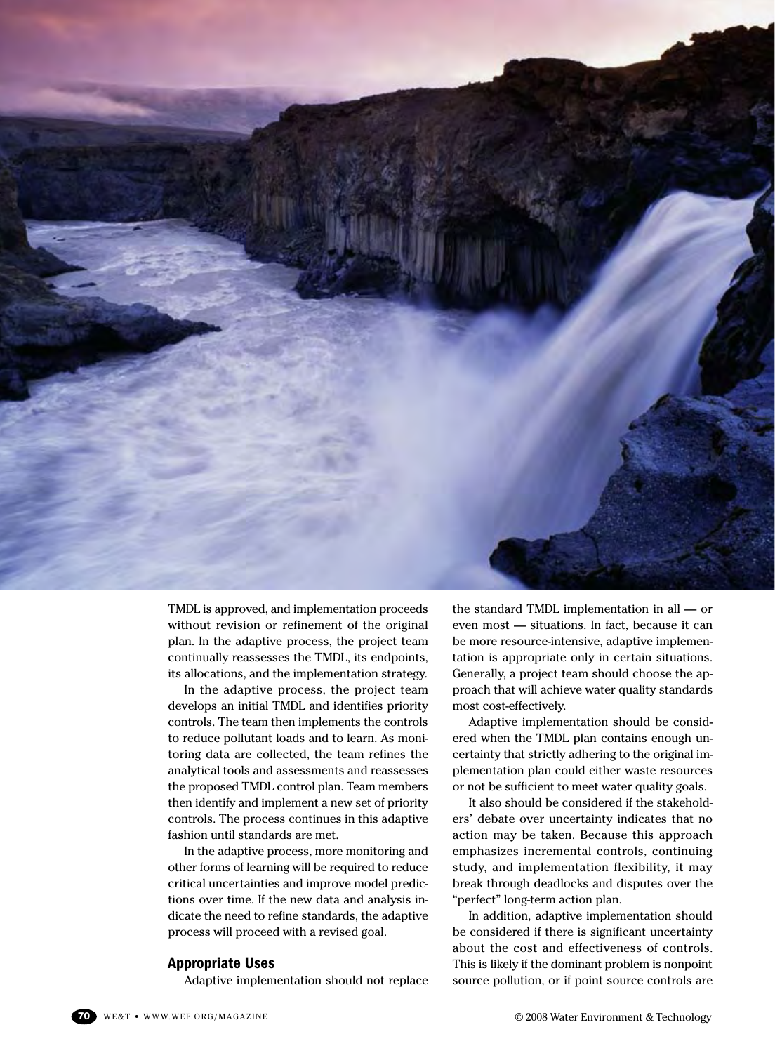TMDL is approved, and implementation proceeds without revision or refinement of the original plan. In the adaptive process, the project team continually reassesses the TMDL, its endpoints, its allocations, and the implementation strategy.

In the adaptive process, the project team develops an initial TMDL and identifies priority controls. The team then implements the controls to reduce pollutant loads and to learn. As monitoring data are collected, the team refines the analytical tools and assessments and reassesses the proposed TMDL control plan. Team members then identify and implement a new set of priority controls. The process continues in this adaptive fashion until standards are met.

In the adaptive process, more monitoring and other forms of learning will be required to reduce critical uncertainties and improve model predictions over time. If the new data and analysis indicate the need to refine standards, the adaptive process will proceed with a revised goal.

## Appropriate Uses

Adaptive implementation should not replace the standard TMDL implementation in all — or even most — situations. In fact, because it can be more resource-intensive, adaptive implementation is appropriate only in certain situations. Generally, a project team should choose the approach that will achieve water quality standards most cost-effectively.

Adaptive implementation should be considered when the TMDL plan contains enough uncertainty that strictly adhering to the original implementation plan could either waste resources or not be sufficient to meet water quality goals.

It also should be considered if the stakeholders' debate over uncertainty indicates that no action may be taken. Because this approach emphasizes incremental controls, continuing study, and implementation flexibility, it may break through deadlocks and disputes over the "perfect" long-term action plan.

In addition, adaptive implementation should be considered if there is significant uncertainty about the cost and effectiveness of controls. This is likely if the dominant problem is nonpoint source pollution, or if point source controls are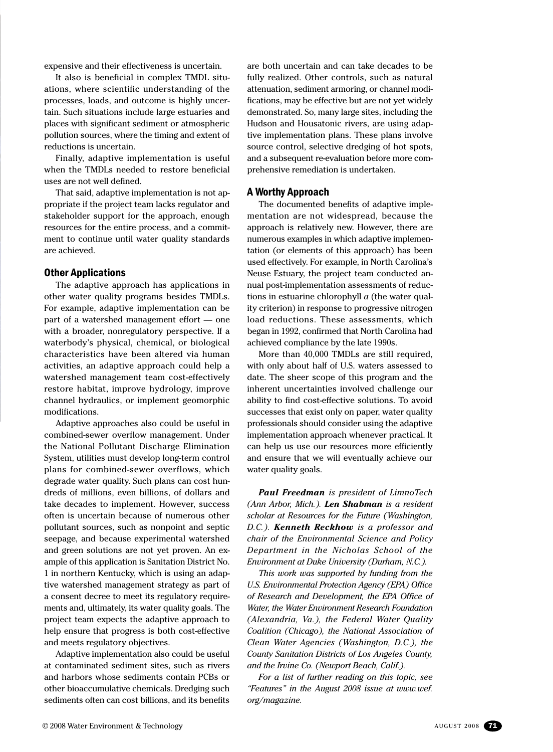expensive and their effectiveness is uncertain.

It also is beneficial in complex TMDL situations, where scientific understanding of the processes, loads, and outcome is highly uncertain. Such situations include large estuaries and places with significant sediment or atmospheric pollution sources, where the timing and extent of reductions is uncertain.

Finally, adaptive implementation is useful when the TMDLs needed to restore beneficial uses are not well defined.

That said, adaptive implementation is not appropriate if the project team lacks regulator and stakeholder support for the approach, enough resources for the entire process, and a commitment to continue until water quality standards are achieved.

## Other Applications

The adaptive approach has applications in other water quality programs besides TMDLs. For example, adaptive implementation can be part of a watershed management effort — one with a broader, nonregulatory perspective. If a waterbody's physical, chemical, or biological characteristics have been altered via human activities, an adaptive approach could help a watershed management team cost-effectively restore habitat, improve hydrology, improve channel hydraulics, or implement geomorphic modifications.

Adaptive approaches also could be useful in combined-sewer overflow management. Under the National Pollutant Discharge Elimination System, utilities must develop long-term control plans for combined-sewer overflows, which degrade water quality. Such plans can cost hundreds of millions, even billions, of dollars and take decades to implement. However, success often is uncertain because of numerous other pollutant sources, such as nonpoint and septic seepage, and because experimental watershed and green solutions are not yet proven. An example of this application is Sanitation District No. 1 in northern Kentucky, which is using an adaptive watershed management strategy as part of a consent decree to meet its regulatory requirements and, ultimately, its water quality goals. The project team expects the adaptive approach to help ensure that progress is both cost-effective and meets regulatory objectives.

Adaptive implementation also could be useful at contaminated sediment sites, such as rivers and harbors whose sediments contain PCBs or other bioaccumulative chemicals. Dredging such sediments often can cost billions, and its benefits are both uncertain and can take decades to be fully realized. Other controls, such as natural attenuation, sediment armoring, or channel modifications, may be effective but are not yet widely demonstrated. So, many large sites, including the Hudson and Housatonic rivers, are using adaptive implementation plans. These plans involve source control, selective dredging of hot spots, and a subsequent re-evaluation before more comprehensive remediation is undertaken.

## A Worthy Approach

The documented benefits of adaptive implementation are not widespread, because the approach is relatively new. However, there are numerous examples in which adaptive implementation (or elements of this approach) has been used effectively. For example, in North Carolina's Neuse Estuary, the project team conducted annual post-implementation assessments of reductions in estuarine chlorophyll *a* (the water quality criterion) in response to progressive nitrogen load reductions. These assessments, which began in 1992, confirmed that North Carolina had achieved compliance by the late 1990s.

More than 40,000 TMDLs are still required, with only about half of U.S. waters assessed to date. The sheer scope of this program and the inherent uncertainties involved challenge our ability to find cost-effective solutions. To avoid successes that exist only on paper, water quality professionals should consider using the adaptive implementation approach whenever practical. It can help us use our resources more efficiently and ensure that we will eventually achieve our water quality goals.

***Paul Freedman*** *is president of LimnoTech (Ann Arbor, Mich.).* ***Len Shabman*** *is a resident scholar at Resources for the Future (Washington, D.C.).* ***Kenneth Reckhow*** *is a professor and chair of the Environmental Science and Policy Department in the Nicholas School of the Environment at Duke University (Durham, N.C.).*

*This work was supported by funding from the U.S. Environmental Protection Agency (EPA) Office of Research and Development, the EPA Office of Water, the Water Environment Research Foundation (Alexandria, Va.), the Federal Water Quality Coalition (Chicago), the National Association of Clean Water Agencies (Washington, D.C.), the County Sanitation Districts of Los Angeles County, and the Irvine Co. (Newport Beach, Calif.).*

*For a list of further reading on this topic, see "Features" in the August 2008 issue at www.wef.org/magazine.*